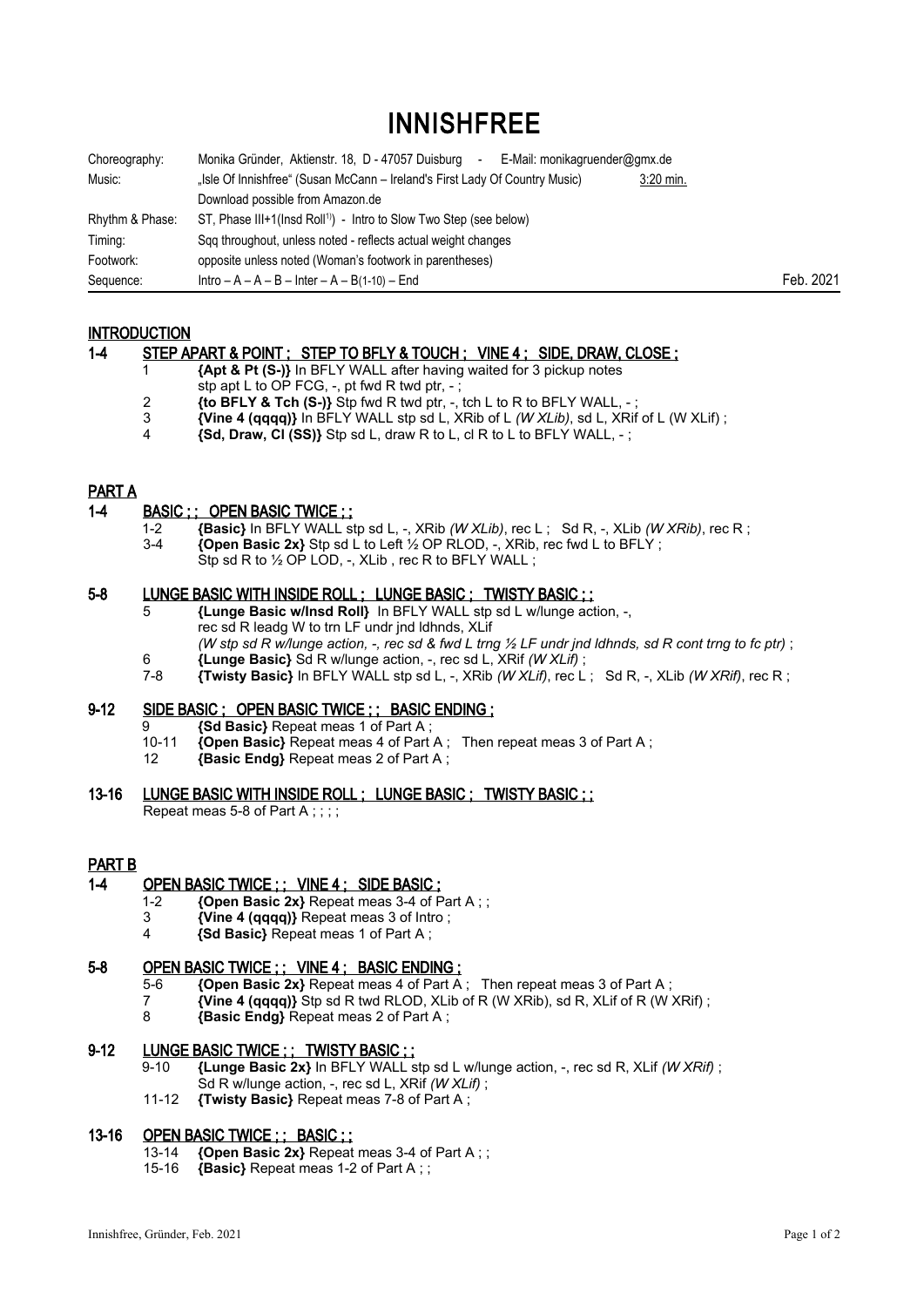# INNISHFREE

| | | |
|---|---|---|
| Choreography: | Monika Gründer, Aktienstr. 18, D - 47057 Duisburg - E-Mail: monikagruender@gmx.de | |
| Music: | „Isle Of Innishfree" (Susan McCann – Ireland's First Lady Of Country Music) 3:20 min. | |
| | Download possible from Amazon.de | |
| Rhythm & Phase: | ST, Phase III+1(Insd Roll[1)]) - Intro to Slow Two Step (see below) | |
| Timing: | Sqq throughout, unless noted - reflects actual weight changes | |
| Footwork: | opposite unless noted (Woman's footwork in parentheses) | |
| Sequence: | Intro – A – A – B – Inter – A – B(1-10) – End | Feb. 2021 |

## INTRODUCTION

### 1-4 STEP APART & POINT ; STEP TO BFLY & TOUCH ; VINE 4 ; SIDE, DRAW, CLOSE ;

1 **{Apt & Pt (S-)}** In BFLY WALL after having waited for 3 pickup notes stp apt L to OP FCG, -, pt fwd R twd ptr, - ;

2 **{to BFLY & Tch (S-)}** Stp fwd R twd ptr, -, tch L to R to BFLY WALL, - ;

3 **{Vine 4 (qqqq)}** In BFLY WALL stp sd L, XRib of L *(W XLib)*, sd L, XRif of L (W XLif) ;

4 **{Sd, Draw, Cl (SS)}** Stp sd L, draw R to L, cl R to L to BFLY WALL, - ;

## PART A

### 1-4 BASIC ; ; OPEN BASIC TWICE ; ;

1-2 **{Basic}** In BFLY WALL stp sd L, -, XRib *(W XLib)*, rec L ; Sd R, -, XLib *(W XRib)*, rec R ;

3-4 **{Open Basic 2x}** Stp sd L to Left ½ OP RLOD, -, XRib, rec fwd L to BFLY ; Stp sd R to ½ OP LOD, -, XLib , rec R to BFLY WALL ;

### 5-8 LUNGE BASIC WITH INSIDE ROLL ; LUNGE BASIC ; TWISTY BASIC ; ;

5 **{Lunge Basic w/Insd Roll}** In BFLY WALL stp sd L w/lunge action, -, rec sd R leadg W to trn LF undr jnd ldhnds, XLif *(W stp sd R w/lunge action, -, rec sd & fwd L trng ½ LF undr jnd ldhnds, sd R cont trng to fc ptr)* ;

6 **{Lunge Basic}** Sd R w/lunge action, -, rec sd L, XRif *(W XLif)* ;

7-8 **{Twisty Basic}** In BFLY WALL stp sd L, -, XRib *(W XLif)*, rec L ; Sd R, -, XLib *(W XRif)*, rec R ;

### 9-12 SIDE BASIC ; OPEN BASIC TWICE ; ; BASIC ENDING ;

9 **{Sd Basic}** Repeat meas 1 of Part A ;

10-11 **{Open Basic}** Repeat meas 4 of Part A ; Then repeat meas 3 of Part A ;

12 **{Basic Endg}** Repeat meas 2 of Part A ;

### 13-16 LUNGE BASIC WITH INSIDE ROLL ; LUNGE BASIC ; TWISTY BASIC ; ;

Repeat meas 5-8 of Part A ; ; ; ;

## PART B

### 1-4 OPEN BASIC TWICE ; ; VINE 4 ; SIDE BASIC ;

1-2 **{Open Basic 2x}** Repeat meas 3-4 of Part A ; ;

3 **{Vine 4 (qqqq)}** Repeat meas 3 of Intro ;

4 **{Sd Basic}** Repeat meas 1 of Part A ;

### 5-8 OPEN BASIC TWICE ; ; VINE 4 ; BASIC ENDING ;

5-6 **{Open Basic 2x}** Repeat meas 4 of Part A ; Then repeat meas 3 of Part A ;

7 **{Vine 4 (qqqq)}** Stp sd R twd RLOD, XLib of R (W XRib), sd R, XLif of R (W XRif) ;

8 **{Basic Endg}** Repeat meas 2 of Part A ;

### 9-12 LUNGE BASIC TWICE ; ; TWISTY BASIC ; ;

9-10 **{Lunge Basic 2x}** In BFLY WALL stp sd L w/lunge action, -, rec sd R, XLif *(W XRif)* ; Sd R w/lunge action, -, rec sd L, XRif *(W XLif)* ;

11-12 **{Twisty Basic}** Repeat meas 7-8 of Part A ;

### 13-16 OPEN BASIC TWICE ; ; BASIC ; ;

13-14 **{Open Basic 2x}** Repeat meas 3-4 of Part A ; ;

15-16 **{Basic}** Repeat meas 1-2 of Part A ; ;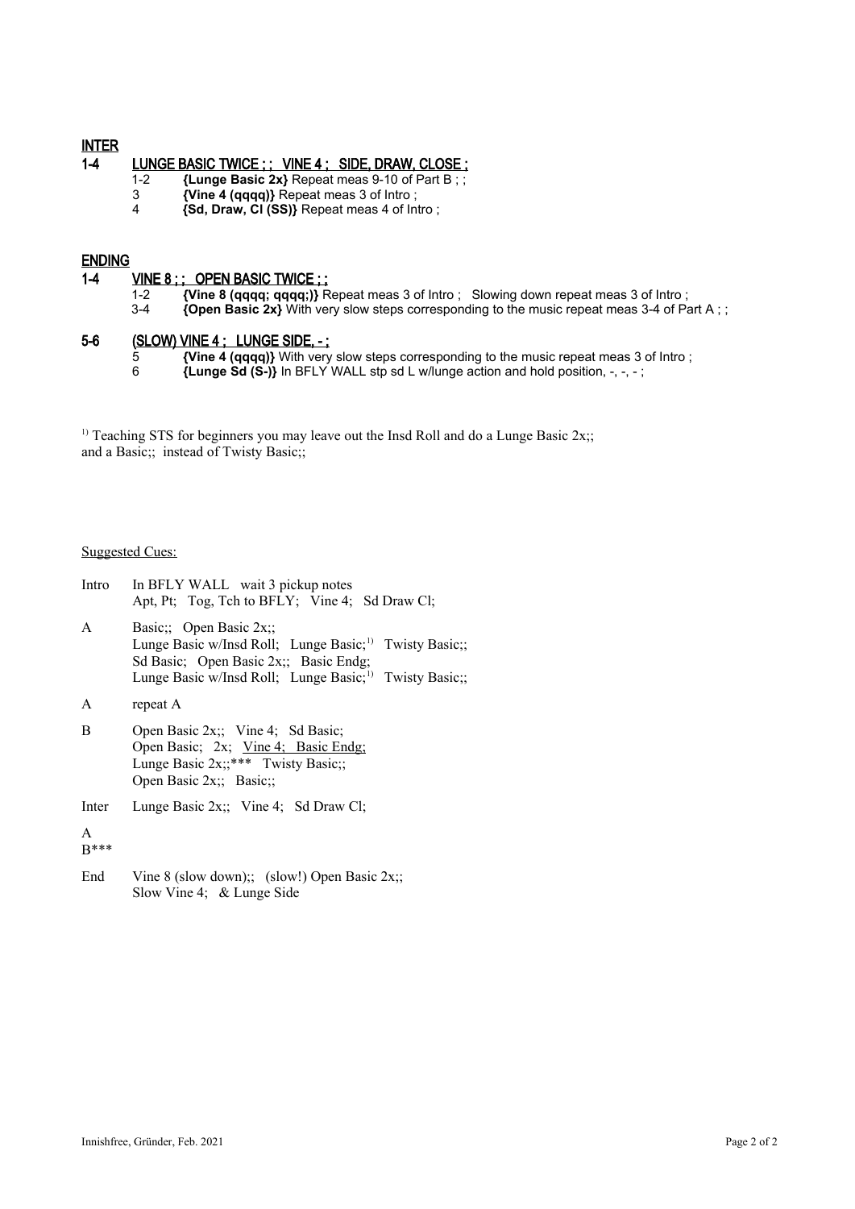## INTER

### 1-4 LUNGE BASIC TWICE ; ; VINE 4 ; SIDE, DRAW, CLOSE ;

- 1-2 **{Lunge Basic 2x}** Repeat meas 9-10 of Part B ; ;
- 3 **{Vine 4 (qqqq)}** Repeat meas 3 of Intro ;
- 4 **{Sd, Draw, Cl (SS)}** Repeat meas 4 of Intro ;

## ENDING

### 1-4 VINE 8 ; ; OPEN BASIC TWICE ; ;

- 1-2 **{Vine 8 (qqqq; qqqq;)}** Repeat meas 3 of Intro ; Slowing down repeat meas 3 of Intro ;
- 3-4 **{Open Basic 2x}** With very slow steps corresponding to the music repeat meas 3-4 of Part A ; ;

### 5-6 (SLOW) VINE 4 ; LUNGE SIDE, - ;

- 5 **{Vine 4 (qqqq)}** With very slow steps corresponding to the music repeat meas 3 of Intro ;
- 6 **{Lunge Sd (S-)}** In BFLY WALL stp sd L w/lunge action and hold position, -, -, - ;

[1)] Teaching STS for beginners you may leave out the Insd Roll and do a Lunge Basic 2x;; and a Basic;; instead of Twisty Basic;;

Suggested Cues:

| | |
|---|---|
| Intro | In BFLY WALL wait 3 pickup notes<br>Apt, Pt; Tog, Tch to BFLY; Vine 4; Sd Draw Cl; |
| A | Basic;; Open Basic 2x;;<br>Lunge Basic w/Insd Roll; Lunge Basic;[1)] Twisty Basic;;<br>Sd Basic; Open Basic 2x;; Basic Endg;<br>Lunge Basic w/Insd Roll; Lunge Basic;[1)] Twisty Basic;; |
| A | repeat A |
| B | Open Basic 2x;; Vine 4; Sd Basic;<br>Open Basic; 2x; Vine 4; Basic Endg;<br>Lunge Basic 2x;;*** Twisty Basic;;<br>Open Basic 2x;; Basic;; |
| Inter | Lunge Basic 2x;; Vine 4; Sd Draw Cl; |
| A | |
| B*** | |
| End | Vine 8 (slow down);; (slow!) Open Basic 2x;;<br>Slow Vine 4; & Lunge Side |

Innishfree, Gründer, Feb. 2021